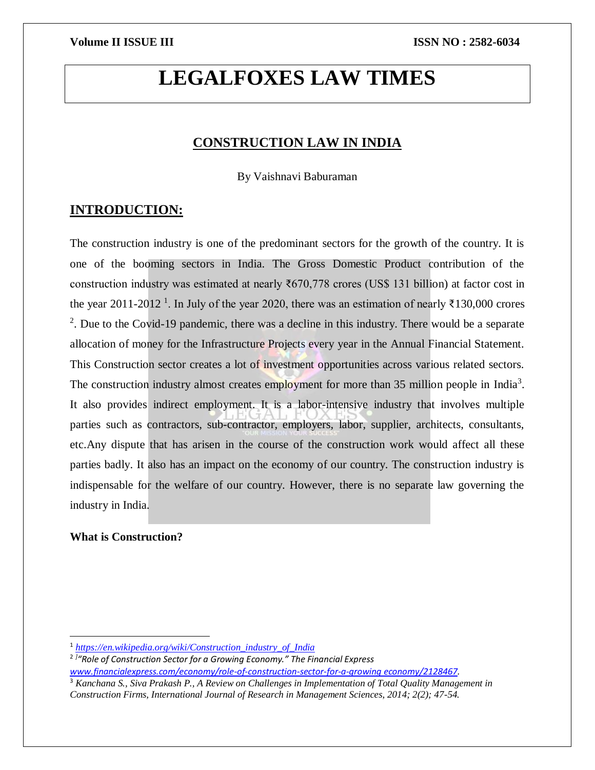# LEGALFOXES LAW TIMES

## CONSTRUCTION LAW IN INDIA

By Vaishnavi Baburaman

## INTRODUCTION:

The construction industry is one of the predominant sectors for the growth of the country. It is one of the booming sectors in India. The Gross Domestic Product contribution of the construction industry was estimated at nearly ₹670,778 crores (US$ 131 billion) at factor cost in the year 2011-2012 [1]. In July of the year 2020, there was an estimation of nearly ₹130,000 crores [2]. Due to the Covid-19 pandemic, there was a decline in this industry. There would be a separate allocation of money for the Infrastructure Projects every year in the Annual Financial Statement. This Construction sector creates a lot of investment opportunities across various related sectors. The construction industry almost creates employment for more than 35 million people in India[3]. It also provides indirect employment. It is a labor-intensive industry that involves multiple parties such as contractors, sub-contractor, employers, labor, supplier, architects, consultants, etc.Any dispute that has arisen in the course of the construction work would affect all these parties badly. It also has an impact on the economy of our country. The construction industry is indispensable for the welfare of our country. However, there is no separate law governing the industry in India.

**What is Construction?**

---

[1] *https://en.wikipedia.org/wiki/Construction_industry_of_India*

[2] *]"Role of Construction Sector for a Growing Economy." The Financial Express www.financialexpress.com/economy/role-of-construction-sector-for-a-growing economy/2128467.*

[3] *Kanchana S., Siva Prakash P., A Review on Challenges in Implementation of Total Quality Management in Construction Firms, International Journal of Research in Management Sciences, 2014; 2(2); 47-54.*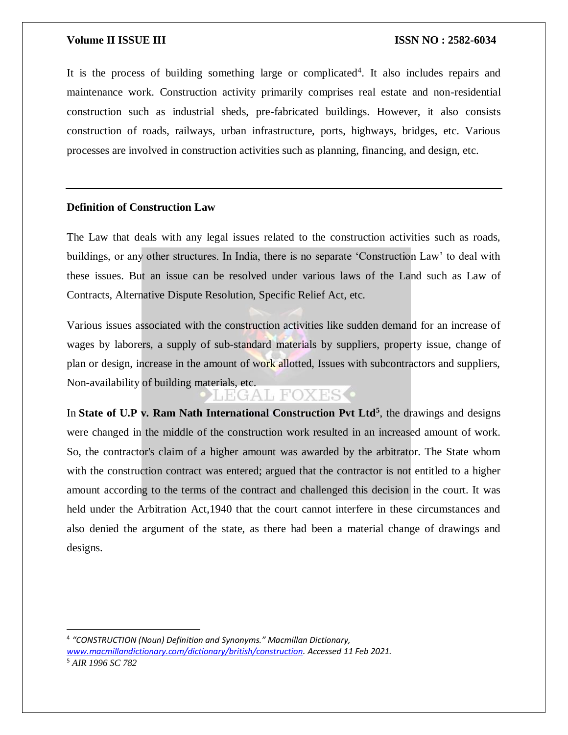It is the process of building something large or complicated[4]. It also includes repairs and maintenance work. Construction activity primarily comprises real estate and non-residential construction such as industrial sheds, pre-fabricated buildings. However, it also consists construction of roads, railways, urban infrastructure, ports, highways, bridges, etc. Various processes are involved in construction activities such as planning, financing, and design, etc.

---

**Definition of Construction Law**

The Law that deals with any legal issues related to the construction activities such as roads, buildings, or any other structures. In India, there is no separate 'Construction Law' to deal with these issues. But an issue can be resolved under various laws of the Land such as Law of Contracts, Alternative Dispute Resolution, Specific Relief Act, etc.

Various issues associated with the construction activities like sudden demand for an increase of wages by laborers, a supply of sub-standard materials by suppliers, property issue, change of plan or design, increase in the amount of work allotted, Issues with subcontractors and suppliers, Non-availability of building materials, etc.

In **State of U.P v. Ram Nath International Construction Pvt Ltd**[5], the drawings and designs were changed in the middle of the construction work resulted in an increased amount of work. So, the contractor's claim of a higher amount was awarded by the arbitrator. The State whom with the construction contract was entered; argued that the contractor is not entitled to a higher amount according to the terms of the contract and challenged this decision in the court. It was held under the Arbitration Act,1940 that the court cannot interfere in these circumstances and also denied the argument of the state, as there had been a material change of drawings and designs.

---

[4] *"CONSTRUCTION (Noun) Definition and Synonyms." Macmillan Dictionary, www.macmillandictionary.com/dictionary/british/construction. Accessed 11 Feb 2021.*

[5] *AIR 1996 SC 782*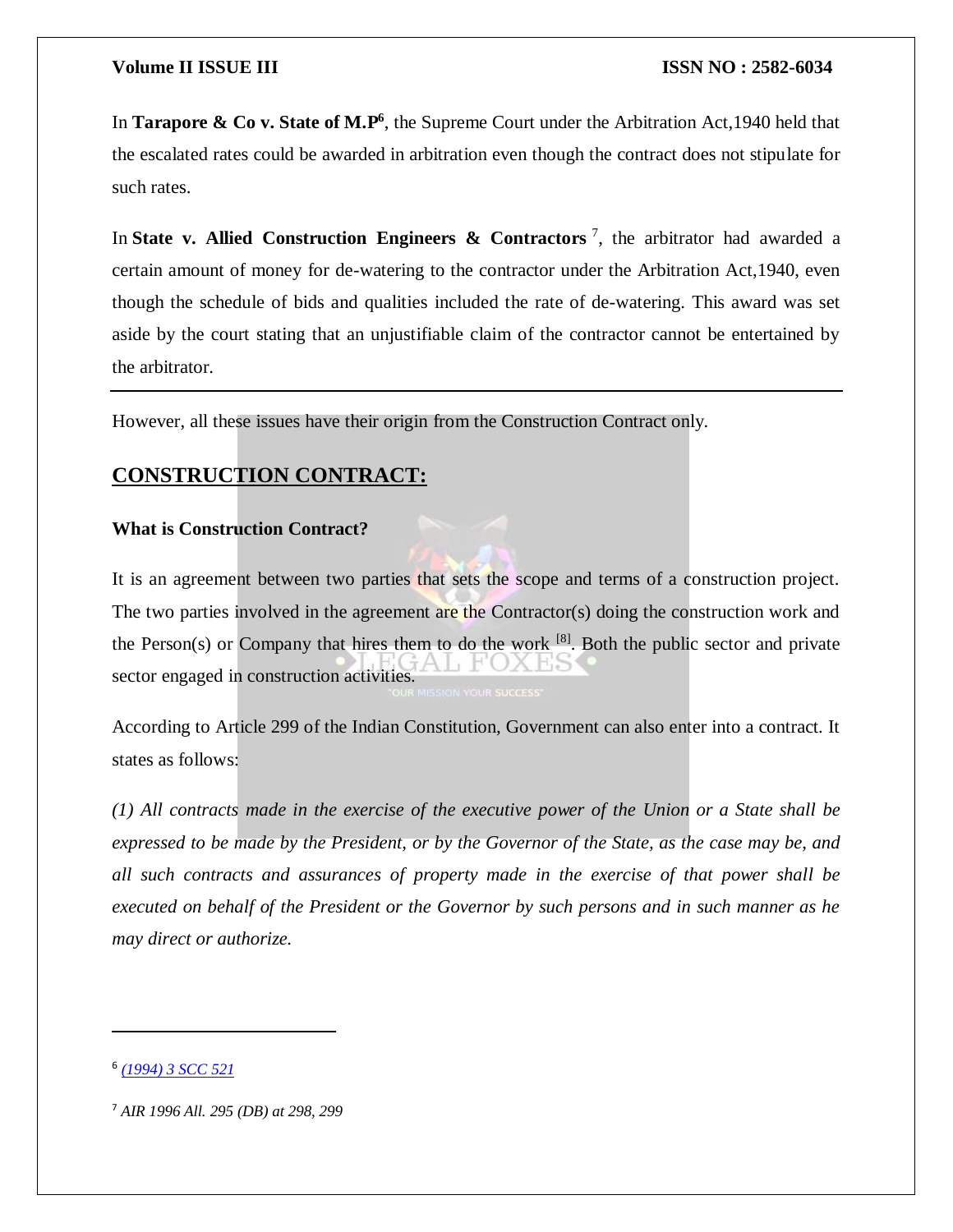In **Tarapore & Co v. State of M.P**[6], the Supreme Court under the Arbitration Act,1940 held that the escalated rates could be awarded in arbitration even though the contract does not stipulate for such rates.

In **State v. Allied Construction Engineers & Contractors**[7], the arbitrator had awarded a certain amount of money for de-watering to the contractor under the Arbitration Act,1940, even though the schedule of bids and qualities included the rate of de-watering. This award was set aside by the court stating that an unjustifiable claim of the contractor cannot be entertained by the arbitrator.

---

However, all these issues have their origin from the Construction Contract only.

## CONSTRUCTION CONTRACT:

### What is Construction Contract?

It is an agreement between two parties that sets the scope and terms of a construction project. The two parties involved in the agreement are the Contractor(s) doing the construction work and the Person(s) or Company that hires them to do the work [8]. Both the public sector and private sector engaged in construction activities.

According to Article 299 of the Indian Constitution, Government can also enter into a contract. It states as follows:

*(1) All contracts made in the exercise of the executive power of the Union or a State shall be expressed to be made by the President, or by the Governor of the State, as the case may be, and all such contracts and assurances of property made in the exercise of that power shall be executed on behalf of the President or the Governor by such persons and in such manner as he may direct or authorize.*

---

[6] *(1994) 3 SCC 521*

[7] *AIR 1996 All. 295 (DB) at 298, 299*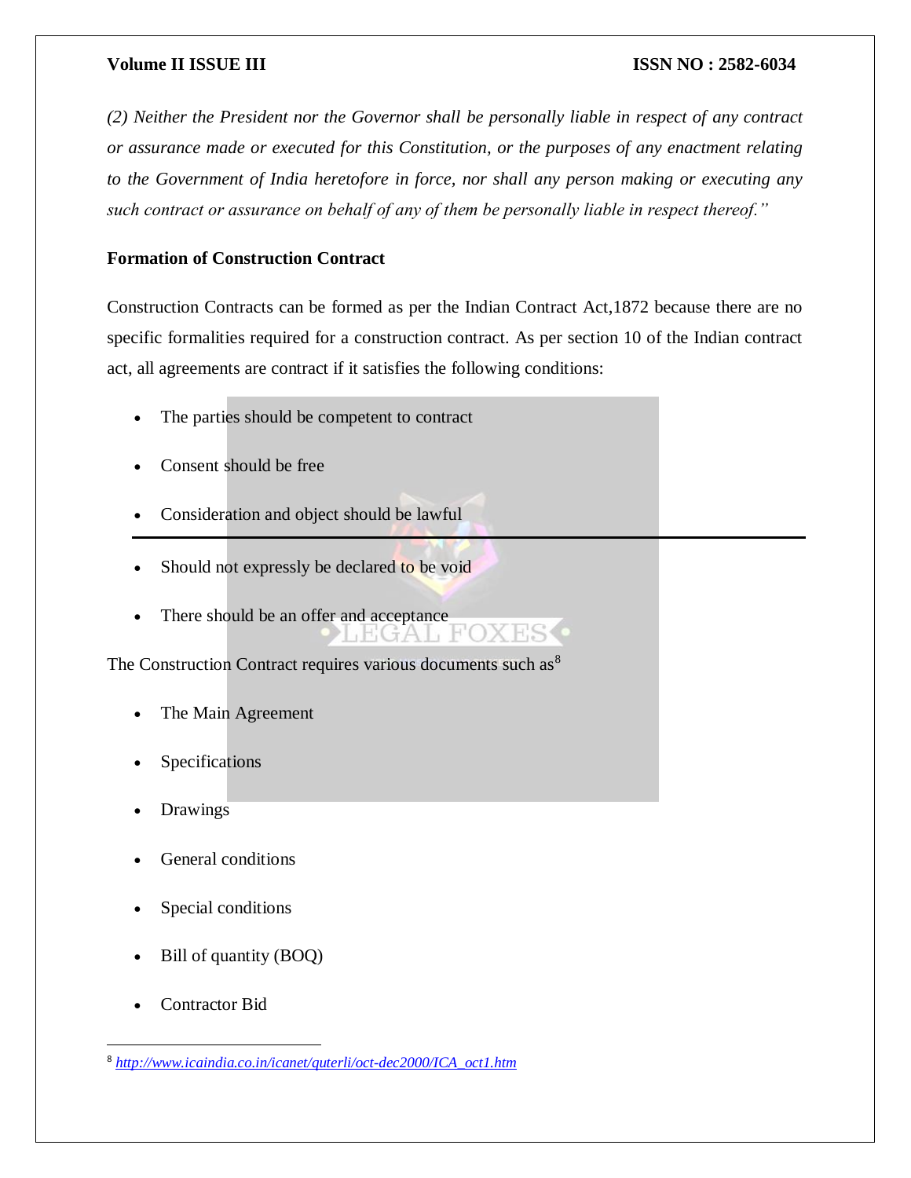*(2) Neither the President nor the Governor shall be personally liable in respect of any contract or assurance made or executed for this Constitution, or the purposes of any enactment relating to the Government of India heretofore in force, nor shall any person making or executing any such contract or assurance on behalf of any of them be personally liable in respect thereof."*

**Formation of Construction Contract**

Construction Contracts can be formed as per the Indian Contract Act,1872 because there are no specific formalities required for a construction contract. As per section 10 of the Indian contract act, all agreements are contract if it satisfies the following conditions:

- The parties should be competent to contract
- Consent should be free
- Consideration and object should be lawful
- Should not expressly be declared to be void
- There should be an offer and acceptance

The Construction Contract requires various documents such as[8]

- The Main Agreement
- Specifications
- Drawings
- General conditions
- Special conditions
- Bill of quantity (BOQ)
- Contractor Bid

[8] http://www.icaindia.co.in/icanet/quterli/oct-dec2000/ICA_oct1.htm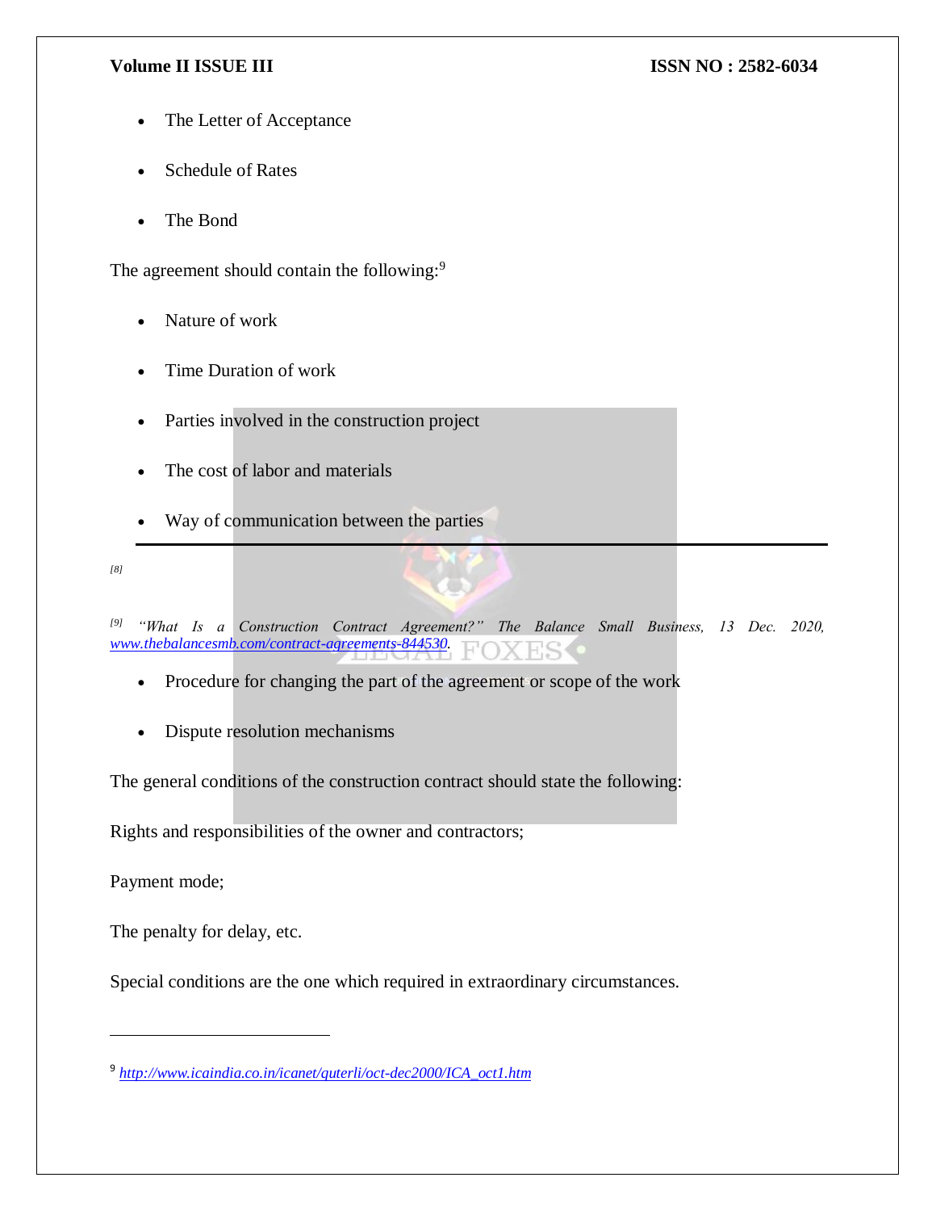- The Letter of Acceptance
- Schedule of Rates
- The Bond

The agreement should contain the following:[9]

- Nature of work
- Time Duration of work
- Parties involved in the construction project
- The cost of labor and materials
- Way of communication between the parties

---

*[8]*

*[9] "What Is a Construction Contract Agreement?" The Balance Small Business, 13 Dec. 2020, [www.thebalancesmb.com/contract-agreements-844530](www.thebalancesmb.com/contract-agreements-844530).*

- Procedure for changing the part of the agreement or scope of the work
- Dispute resolution mechanisms

The general conditions of the construction contract should state the following:

Rights and responsibilities of the owner and contractors;

Payment mode;

The penalty for delay, etc.

Special conditions are the one which required in extraordinary circumstances.

---

[9] http://www.icaindia.co.in/icanet/quterli/oct-dec2000/ICA_oct1.htm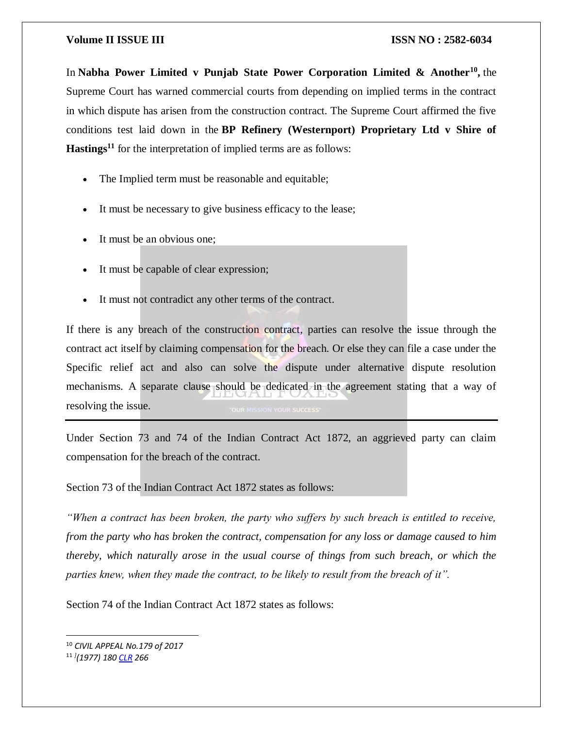In **Nabha Power Limited v Punjab State Power Corporation Limited & Another**[10]**,** the Supreme Court has warned commercial courts from depending on implied terms in the contract in which dispute has arisen from the construction contract. The Supreme Court affirmed the five conditions test laid down in the **BP Refinery (Westernport) Proprietary Ltd v Shire of Hastings**[11] for the interpretation of implied terms are as follows:

- The Implied term must be reasonable and equitable;
- It must be necessary to give business efficacy to the lease;
- It must be an obvious one;
- It must be capable of clear expression;
- It must not contradict any other terms of the contract.

If there is any breach of the construction contract, parties can resolve the issue through the contract act itself by claiming compensation for the breach. Or else they can file a case under the Specific relief act and also can solve the dispute under alternative dispute resolution mechanisms. A separate clause should be dedicated in the agreement stating that a way of resolving the issue.

---

Under Section 73 and 74 of the Indian Contract Act 1872, an aggrieved party can claim compensation for the breach of the contract.

Section 73 of the Indian Contract Act 1872 states as follows:

*"When a contract has been broken, the party who suffers by such breach is entitled to receive, from the party who has broken the contract, compensation for any loss or damage caused to him thereby, which naturally arose in the usual course of things from such breach, or which the parties knew, when they made the contract, to be likely to result from the breach of it".*

Section 74 of the Indian Contract Act 1872 states as follows:

---

[10] *CIVIL APPEAL No.179 of 2017*

[11] *(1977) 180 CLR 266*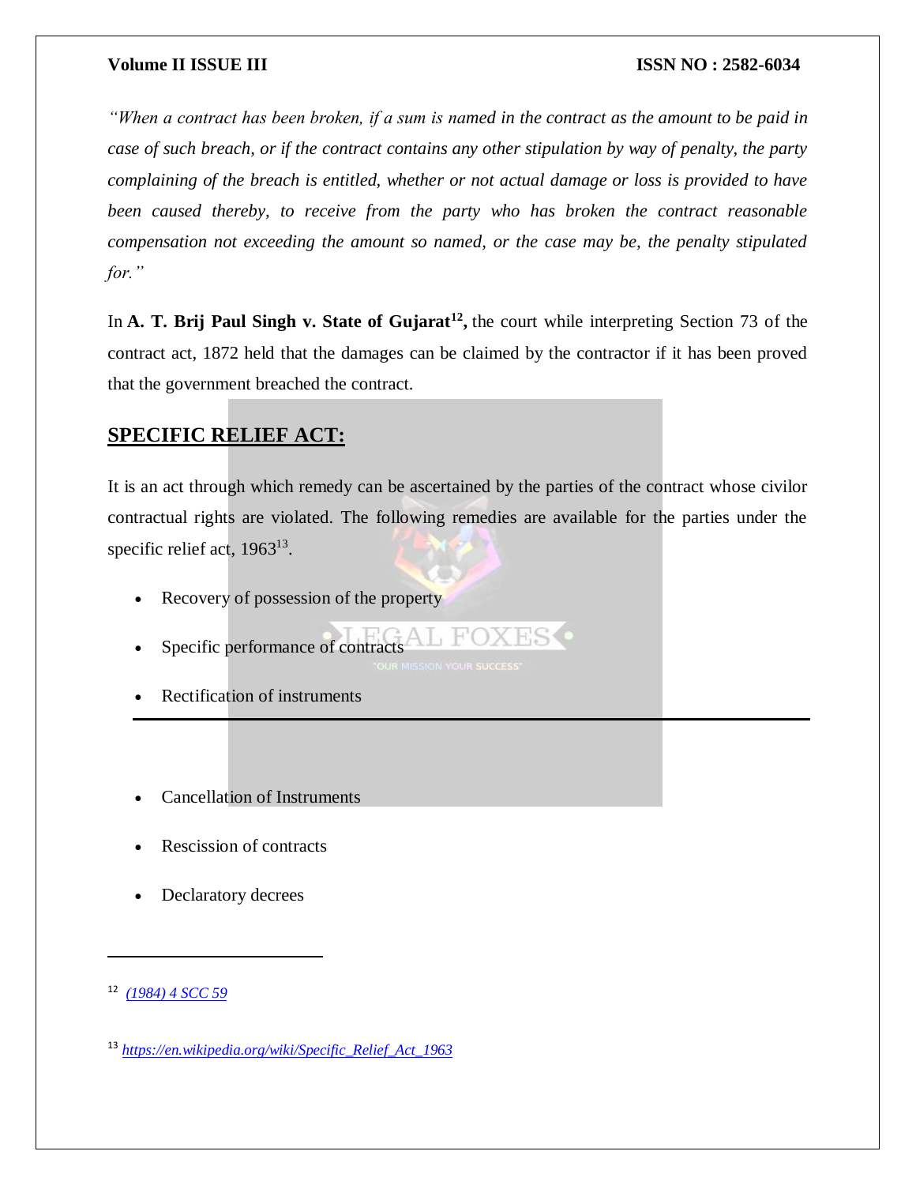*"When a contract has been broken, if a sum is named in the contract as the amount to be paid in case of such breach, or if the contract contains any other stipulation by way of penalty, the party complaining of the breach is entitled, whether or not actual damage or loss is provided to have been caused thereby, to receive from the party who has broken the contract reasonable compensation not exceeding the amount so named, or the case may be, the penalty stipulated for."*

In **A. T. Brij Paul Singh v. State of Gujarat**[12]**,** the court while interpreting Section 73 of the contract act, 1872 held that the damages can be claimed by the contractor if it has been proved that the government breached the contract.

## SPECIFIC RELIEF ACT:

It is an act through which remedy can be ascertained by the parties of the contract whose civilor contractual rights are violated. The following remedies are available for the parties under the specific relief act, 1963[13].

- Recovery of possession of the property
- Specific performance of contracts
- Rectification of instruments
- Cancellation of Instruments
- Rescission of contracts
- Declaratory decrees

---

[12] *(1984) 4 SCC 59*

[13] *https://en.wikipedia.org/wiki/Specific_Relief_Act_1963*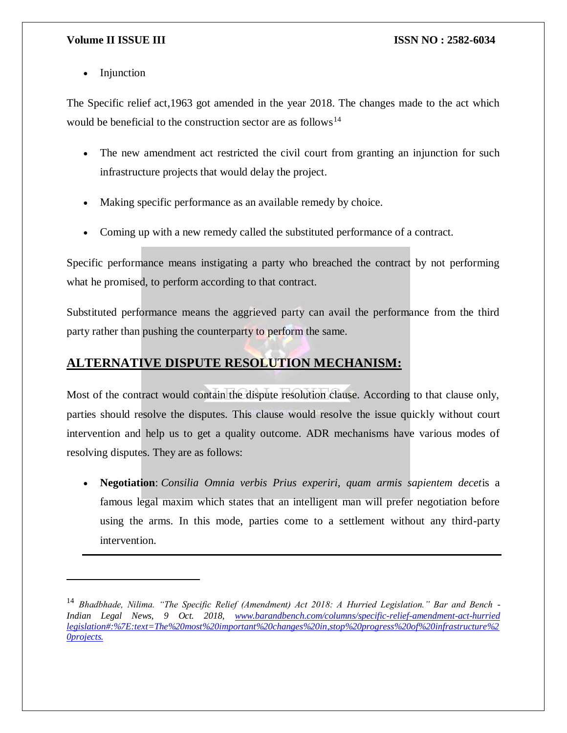- Injunction

The Specific relief act,1963 got amended in the year 2018. The changes made to the act which would be beneficial to the construction sector are as follows[14]

- The new amendment act restricted the civil court from granting an injunction for such infrastructure projects that would delay the project.
- Making specific performance as an available remedy by choice.
- Coming up with a new remedy called the substituted performance of a contract.

Specific performance means instigating a party who breached the contract by not performing what he promised, to perform according to that contract.

Substituted performance means the aggrieved party can avail the performance from the third party rather than pushing the counterparty to perform the same.

## ALTERNATIVE DISPUTE RESOLUTION MECHANISM:

Most of the contract would contain the dispute resolution clause. According to that clause only, parties should resolve the disputes. This clause would resolve the issue quickly without court intervention and help us to get a quality outcome. ADR mechanisms have various modes of resolving disputes. They are as follows:

- **Negotiation**: *Consilia Omnia verbis Prius experiri, quam armis sapientem decet*is a famous legal maxim which states that an intelligent man will prefer negotiation before using the arms. In this mode, parties come to a settlement without any third-party intervention.

---

[14] *Bhadbhade, Nilima. "The Specific Relief (Amendment) Act 2018: A Hurried Legislation." Bar and Bench - Indian Legal News, 9 Oct. 2018, www.barandbench.com/columns/specific-relief-amendment-act-hurried legislation#:%7E:text=The%20most%20important%20changes%20in,stop%20progress%20of%20infrastructure%20projects.*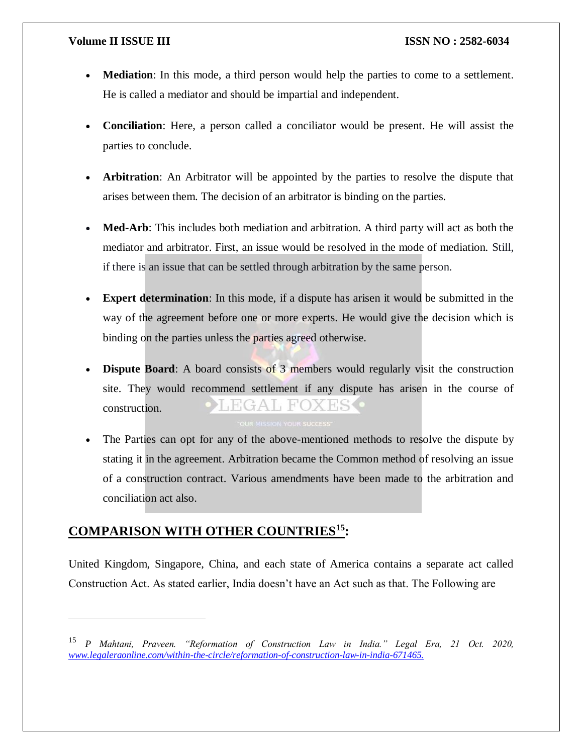- **Mediation**: In this mode, a third person would help the parties to come to a settlement. He is called a mediator and should be impartial and independent.

- **Conciliation**: Here, a person called a conciliator would be present. He will assist the parties to conclude.

- **Arbitration**: An Arbitrator will be appointed by the parties to resolve the dispute that arises between them. The decision of an arbitrator is binding on the parties.

- **Med-Arb**: This includes both mediation and arbitration. A third party will act as both the mediator and arbitrator. First, an issue would be resolved in the mode of mediation. Still, if there is an issue that can be settled through arbitration by the same person.

- **Expert determination**: In this mode, if a dispute has arisen it would be submitted in the way of the agreement before one or more experts. He would give the decision which is binding on the parties unless the parties agreed otherwise.

- **Dispute Board**: A board consists of 3 members would regularly visit the construction site. They would recommend settlement if any dispute has arisen in the course of construction.

- The Parties can opt for any of the above-mentioned methods to resolve the dispute by stating it in the agreement. Arbitration became the Common method of resolving an issue of a construction contract. Various amendments have been made to the arbitration and conciliation act also.

## COMPARISON WITH OTHER COUNTRIES[15]:

United Kingdom, Singapore, China, and each state of America contains a separate act called Construction Act. As stated earlier, India doesn't have an Act such as that. The Following are

---

[15] *P Mahtani, Praveen. "Reformation of Construction Law in India." Legal Era, 21 Oct. 2020, www.legaleraonline.com/within-the-circle/reformation-of-construction-law-in-india-671465.*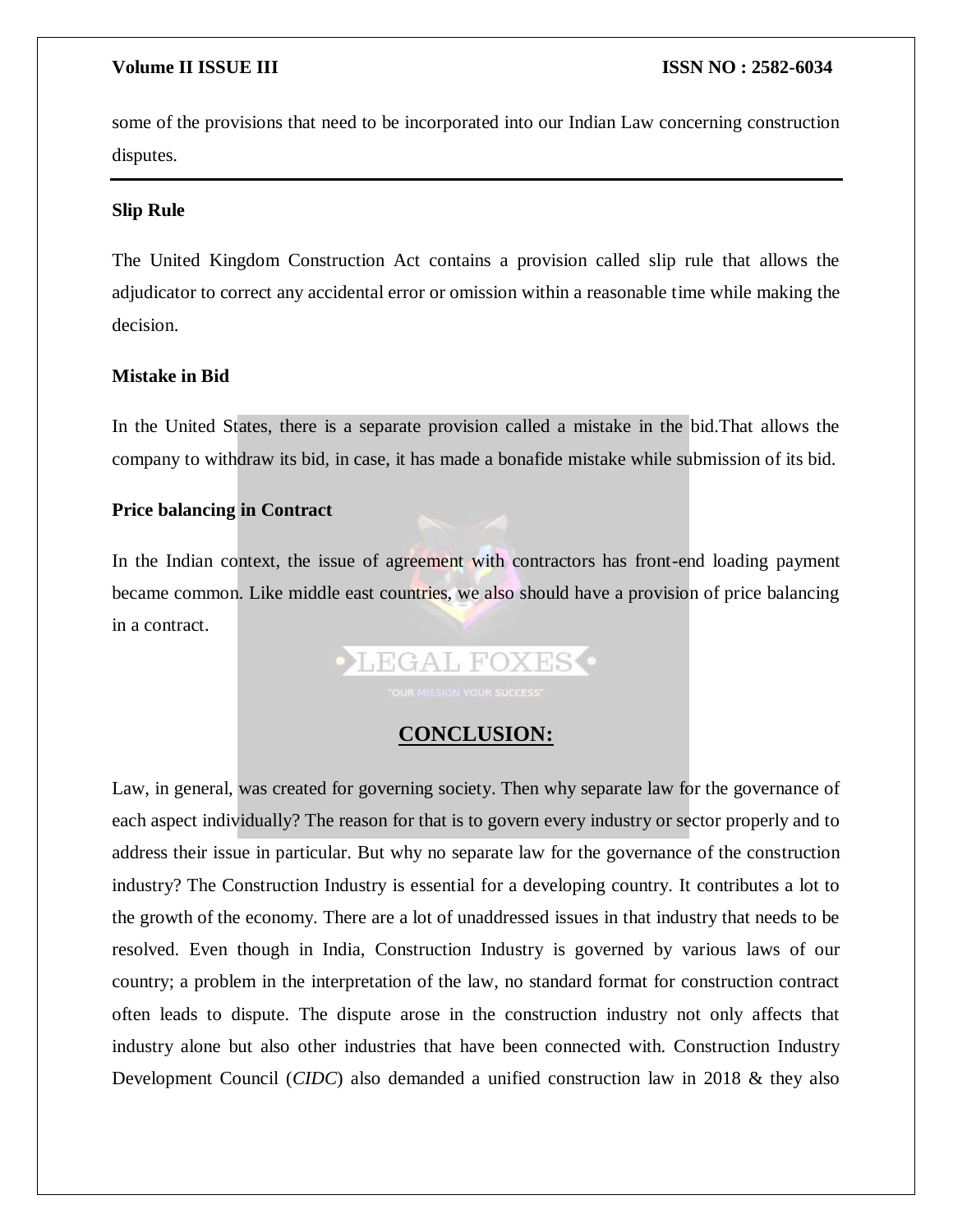some of the provisions that need to be incorporated into our Indian Law concerning construction disputes.

**Slip Rule**

The United Kingdom Construction Act contains a provision called slip rule that allows the adjudicator to correct any accidental error or omission within a reasonable time while making the decision.

**Mistake in Bid**

In the United States, there is a separate provision called a mistake in the bid.That allows the company to withdraw its bid, in case, it has made a bonafide mistake while submission of its bid.

**Price balancing in Contract**

In the Indian context, the issue of agreement with contractors has front-end loading payment became common. Like middle east countries, we also should have a provision of price balancing in a contract.

## CONCLUSION:

Law, in general, was created for governing society. Then why separate law for the governance of each aspect individually? The reason for that is to govern every industry or sector properly and to address their issue in particular. But why no separate law for the governance of the construction industry? The Construction Industry is essential for a developing country. It contributes a lot to the growth of the economy. There are a lot of unaddressed issues in that industry that needs to be resolved. Even though in India, Construction Industry is governed by various laws of our country; a problem in the interpretation of the law, no standard format for construction contract often leads to dispute. The dispute arose in the construction industry not only affects that industry alone but also other industries that have been connected with. Construction Industry Development Council (*CIDC*) also demanded a unified construction law in 2018 & they also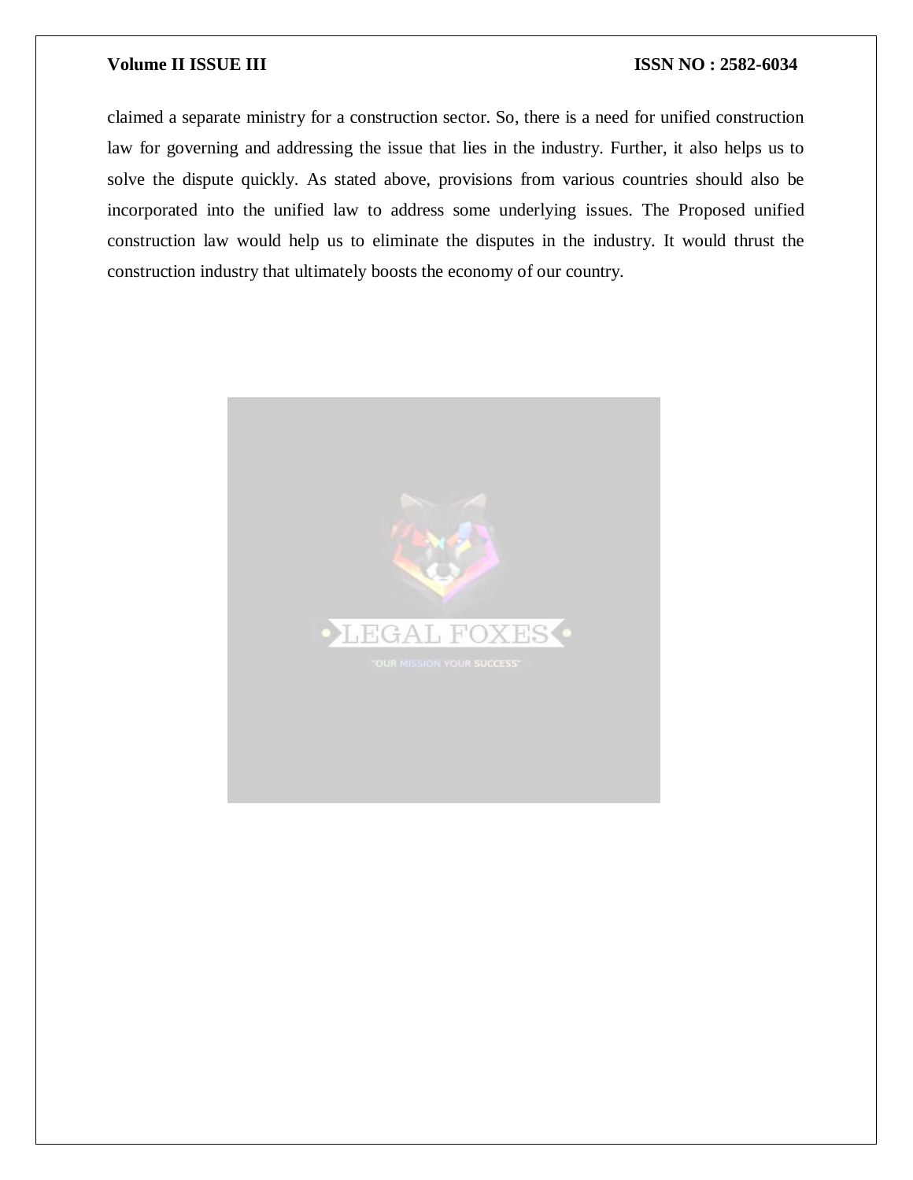claimed a separate ministry for a construction sector. So, there is a need for unified construction law for governing and addressing the issue that lies in the industry. Further, it also helps us to solve the dispute quickly. As stated above, provisions from various countries should also be incorporated into the unified law to address some underlying issues. The Proposed unified construction law would help us to eliminate the disputes in the industry. It would thrust the construction industry that ultimately boosts the economy of our country.